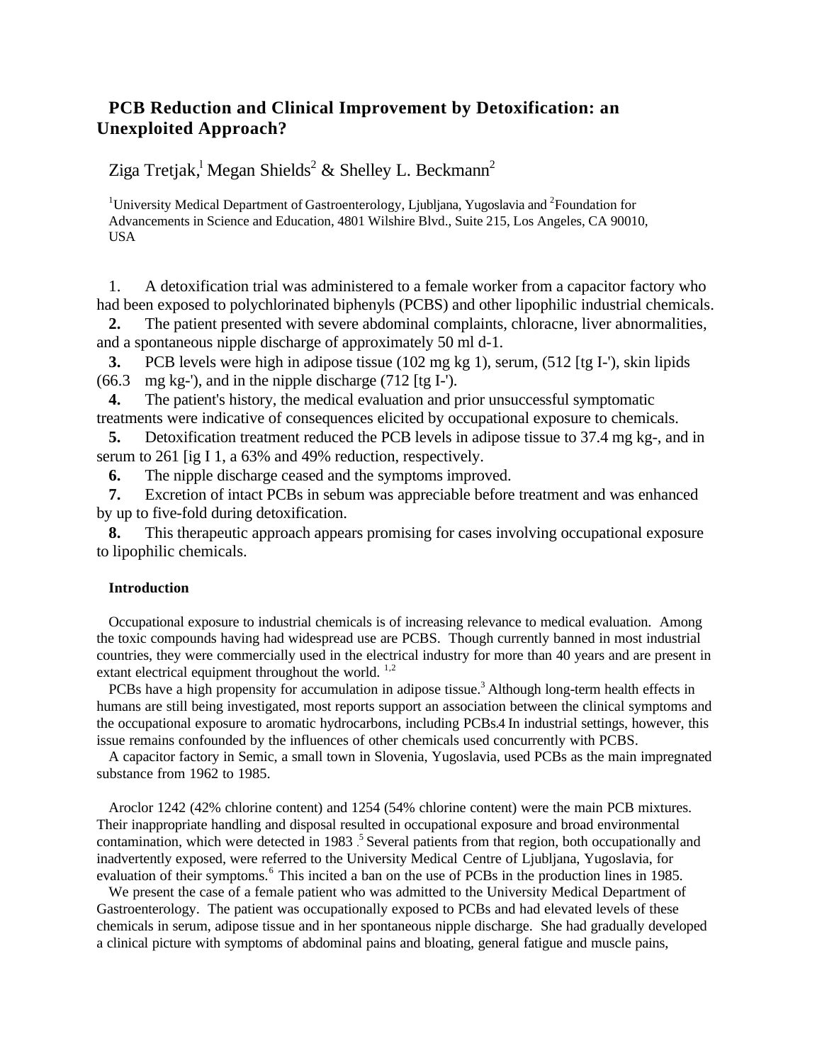# PCB Reduction and Clinical Improvement by Detoxification: an Unexploited Approach?

Ziga Tretjak,[1] Megan Shields[2] & Shelley L. Beckmann[2]

[1]University Medical Department of Gastroenterology, Ljubljana, Yugoslavia and [2]Foundation for Advancements in Science and Education, 4801 Wilshire Blvd., Suite 215, Los Angeles, CA 90010, USA

1. A detoxification trial was administered to a female worker from a capacitor factory who had been exposed to polychlorinated biphenyls (PCBS) and other lipophilic industrial chemicals.

**2.** The patient presented with severe abdominal complaints, chloracne, liver abnormalities, and a spontaneous nipple discharge of approximately 50 ml d-1.

**3.** PCB levels were high in adipose tissue (102 mg kg 1), serum, (512 [tg I-'), skin lipids (66.3 mg kg-'), and in the nipple discharge (712 [tg I-').

**4.** The patient's history, the medical evaluation and prior unsuccessful symptomatic treatments were indicative of consequences elicited by occupational exposure to chemicals.

**5.** Detoxification treatment reduced the PCB levels in adipose tissue to 37.4 mg kg-, and in serum to 261 [ig I 1, a 63% and 49% reduction, respectively.

**6.** The nipple discharge ceased and the symptoms improved.

**7.** Excretion of intact PCBs in sebum was appreciable before treatment and was enhanced by up to five-fold during detoxification.

**8.** This therapeutic approach appears promising for cases involving occupational exposure to lipophilic chemicals.

### Introduction

Occupational exposure to industrial chemicals is of increasing relevance to medical evaluation. Among the toxic compounds having had widespread use are PCBS. Though currently banned in most industrial countries, they were commercially used in the electrical industry for more than 40 years and are present in extant electrical equipment throughout the world. [1,2]

PCBs have a high propensity for accumulation in adipose tissue.[3] Although long-term health effects in humans are still being investigated, most reports support an association between the clinical symptoms and the occupational exposure to aromatic hydrocarbons, including PCBs.[4] In industrial settings, however, this issue remains confounded by the influences of other chemicals used concurrently with PCBS.

A capacitor factory in Semic, a small town in Slovenia, Yugoslavia, used PCBs as the main impregnated substance from 1962 to 1985.

Aroclor 1242 (42% chlorine content) and 1254 (54% chlorine content) were the main PCB mixtures. Their inappropriate handling and disposal resulted in occupational exposure and broad environmental contamination, which were detected in 1983 .[5] Several patients from that region, both occupationally and inadvertently exposed, were referred to the University Medical Centre of Ljubljana, Yugoslavia, for evaluation of their symptoms.[6] This incited a ban on the use of PCBs in the production lines in 1985.

We present the case of a female patient who was admitted to the University Medical Department of Gastroenterology. The patient was occupationally exposed to PCBs and had elevated levels of these chemicals in serum, adipose tissue and in her spontaneous nipple discharge. She had gradually developed a clinical picture with symptoms of abdominal pains and bloating, general fatigue and muscle pains,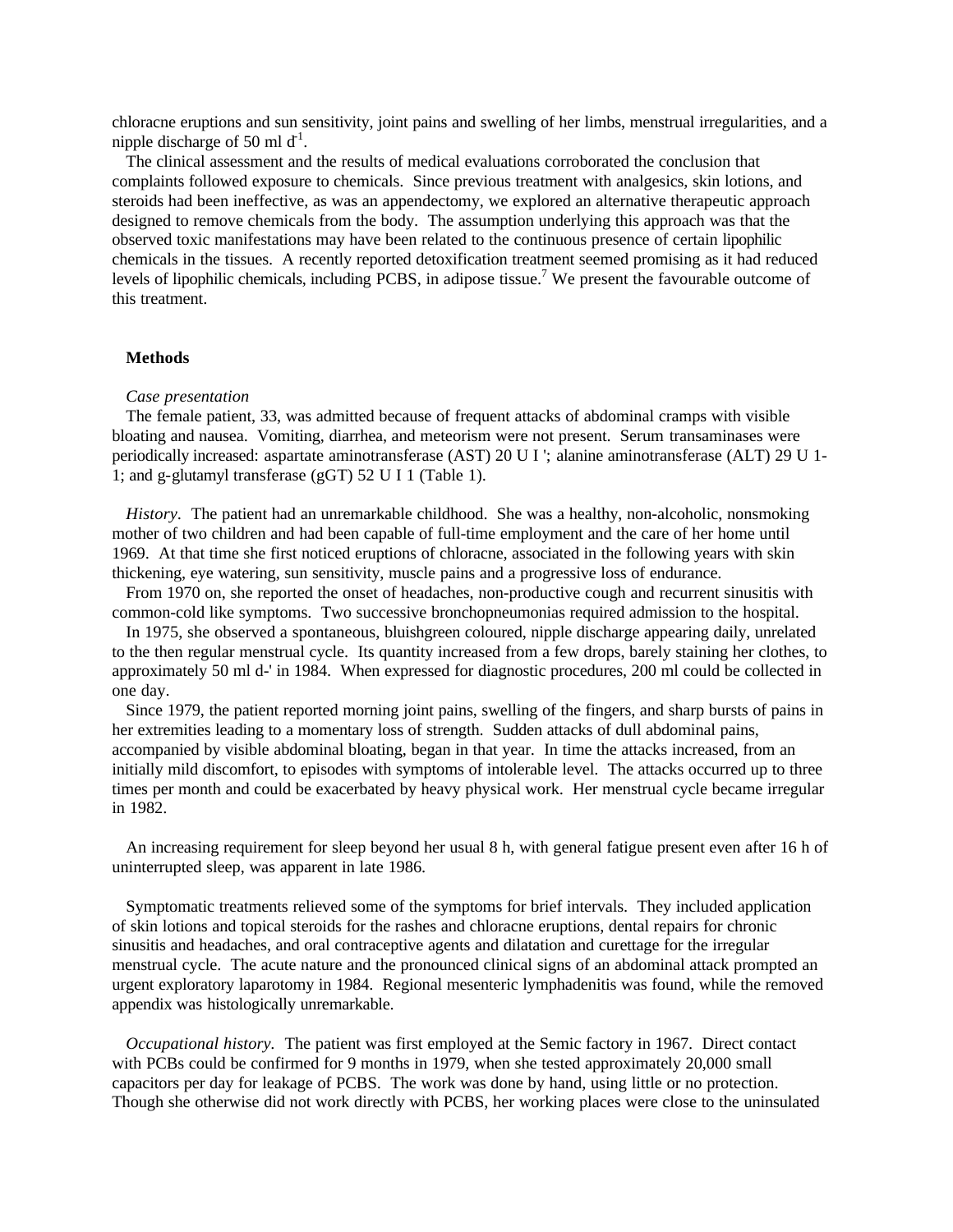chloracne eruptions and sun sensitivity, joint pains and swelling of her limbs, menstrual irregularities, and a nipple discharge of 50 ml $d^{-1}$.

The clinical assessment and the results of medical evaluations corroborated the conclusion that complaints followed exposure to chemicals. Since previous treatment with analgesics, skin lotions, and steroids had been ineffective, as was an appendectomy, we explored an alternative therapeutic approach designed to remove chemicals from the body. The assumption underlying this approach was that the observed toxic manifestations may have been related to the continuous presence of certain lipophilic chemicals in the tissues. A recently reported detoxification treatment seemed promising as it had reduced levels of lipophilic chemicals, including PCBS, in adipose tissue.[7] We present the favourable outcome of this treatment.

## Methods

*Case presentation*

The female patient, 33, was admitted because of frequent attacks of abdominal cramps with visible bloating and nausea. Vomiting, diarrhea, and meteorism were not present. Serum transaminases were periodically increased: aspartate aminotransferase (AST) 20 U I '; alanine aminotransferase (ALT) 29 U 1-1; and g-glutamyl transferase (gGT) 52 U I 1 (Table 1).

*History*. The patient had an unremarkable childhood. She was a healthy, non-alcoholic, nonsmoking mother of two children and had been capable of full-time employment and the care of her home until 1969. At that time she first noticed eruptions of chloracne, associated in the following years with skin thickening, eye watering, sun sensitivity, muscle pains and a progressive loss of endurance.

From 1970 on, she reported the onset of headaches, non-productive cough and recurrent sinusitis with common-cold like symptoms. Two successive bronchopneumonias required admission to the hospital.

In 1975, she observed a spontaneous, bluishgreen coloured, nipple discharge appearing daily, unrelated to the then regular menstrual cycle. Its quantity increased from a few drops, barely staining her clothes, to approximately 50 ml d-' in 1984. When expressed for diagnostic procedures, 200 ml could be collected in one day.

Since 1979, the patient reported morning joint pains, swelling of the fingers, and sharp bursts of pains in her extremities leading to a momentary loss of strength. Sudden attacks of dull abdominal pains, accompanied by visible abdominal bloating, began in that year. In time the attacks increased, from an initially mild discomfort, to episodes with symptoms of intolerable level. The attacks occurred up to three times per month and could be exacerbated by heavy physical work. Her menstrual cycle became irregular in 1982.

An increasing requirement for sleep beyond her usual 8 h, with general fatigue present even after 16 h of uninterrupted sleep, was apparent in late 1986.

Symptomatic treatments relieved some of the symptoms for brief intervals. They included application of skin lotions and topical steroids for the rashes and chloracne eruptions, dental repairs for chronic sinusitis and headaches, and oral contraceptive agents and dilatation and curettage for the irregular menstrual cycle. The acute nature and the pronounced clinical signs of an abdominal attack prompted an urgent exploratory laparotomy in 1984. Regional mesenteric lymphadenitis was found, while the removed appendix was histologically unremarkable.

*Occupational history*. The patient was first employed at the Semic factory in 1967. Direct contact with PCBs could be confirmed for 9 months in 1979, when she tested approximately 20,000 small capacitors per day for leakage of PCBS. The work was done by hand, using little or no protection. Though she otherwise did not work directly with PCBS, her working places were close to the uninsulated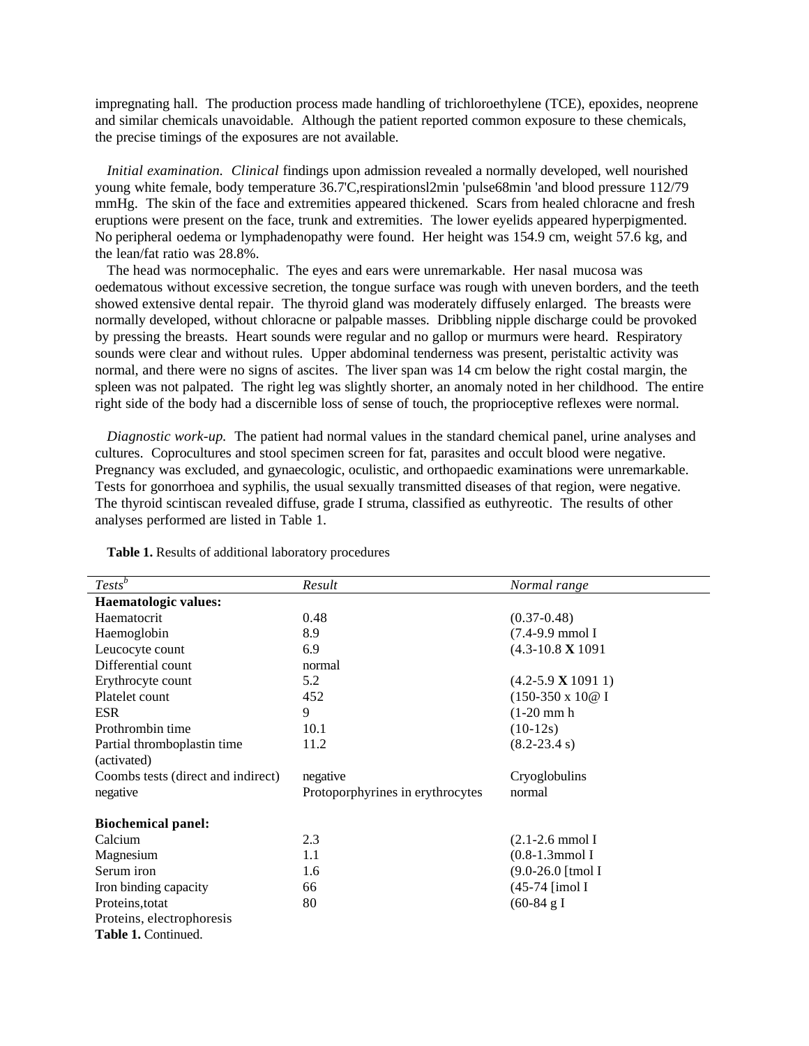impregnating hall. The production process made handling of trichloroethylene (TCE), epoxides, neoprene and similar chemicals unavoidable. Although the patient reported common exposure to these chemicals, the precise timings of the exposures are not available.

*Initial examination. Clinical* findings upon admission revealed a normally developed, well nourished young white female, body temperature 36.7'C,respirationsl2min 'pulse68min 'and blood pressure 112/79 mmHg. The skin of the face and extremities appeared thickened. Scars from healed chloracne and fresh eruptions were present on the face, trunk and extremities. The lower eyelids appeared hyperpigmented. No peripheral oedema or lymphadenopathy were found. Her height was 154.9 cm, weight 57.6 kg, and the lean/fat ratio was 28.8%.

The head was normocephalic. The eyes and ears were unremarkable. Her nasal mucosa was oedematous without excessive secretion, the tongue surface was rough with uneven borders, and the teeth showed extensive dental repair. The thyroid gland was moderately diffusely enlarged. The breasts were normally developed, without chloracne or palpable masses. Dribbling nipple discharge could be provoked by pressing the breasts. Heart sounds were regular and no gallop or murmurs were heard. Respiratory sounds were clear and without rules. Upper abdominal tenderness was present, peristaltic activity was normal, and there were no signs of ascites. The liver span was 14 cm below the right costal margin, the spleen was not palpated. The right leg was slightly shorter, an anomaly noted in her childhood. The entire right side of the body had a discernible loss of sense of touch, the proprioceptive reflexes were normal.

*Diagnostic work-up.* The patient had normal values in the standard chemical panel, urine analyses and cultures. Coprocultures and stool specimen screen for fat, parasites and occult blood were negative. Pregnancy was excluded, and gynaecologic, oculistic, and orthopaedic examinations were unremarkable. Tests for gonorrhoea and syphilis, the usual sexually transmitted diseases of that region, were negative. The thyroid scintiscan revealed diffuse, grade I struma, classified as euthyreotic. The results of other analyses performed are listed in Table 1.

**Table 1.** Results of additional laboratory procedures

| *Tests*[b] | *Result* | *Normal range* |
|---|---|---|
| **Haematologic values:** | | |
| Haematocrit | 0.48 | (0.37-0.48) |
| Haemoglobin | 8.9 | (7.4-9.9 mmol I |
| Leucocyte count | 6.9 | (4.3-10.8 **X** 1091 |
| Differential count | normal | |
| Erythrocyte count | 5.2 | (4.2-5.9 **X** 1091 1) |
| Platelet count | 452 | (150-350 x 10@ I |
| ESR | 9 | (1-20 mm h |
| Prothrombin time | 10.1 | (10-12s) |
| Partial thromboplastin time (activated) | 11.2 | (8.2-23.4 s) |
| Coombs tests (direct and indirect) | negative | Cryoglobulins |
| negative | Protoporphyrines in erythrocytes | normal |
| **Biochemical panel:** | | |
| Calcium | 2.3 | (2.1-2.6 mmol I |
| Magnesium | 1.1 | (0.8-1.3mmol I |
| Serum iron | 1.6 | (9.0-26.0 [tmol I |
| Iron binding capacity | 66 | (45-74 [imol I |
| Proteins,totat | 80 | (60-84 g I |
| Proteins, electrophoresis | | |

**Table 1.** Continued.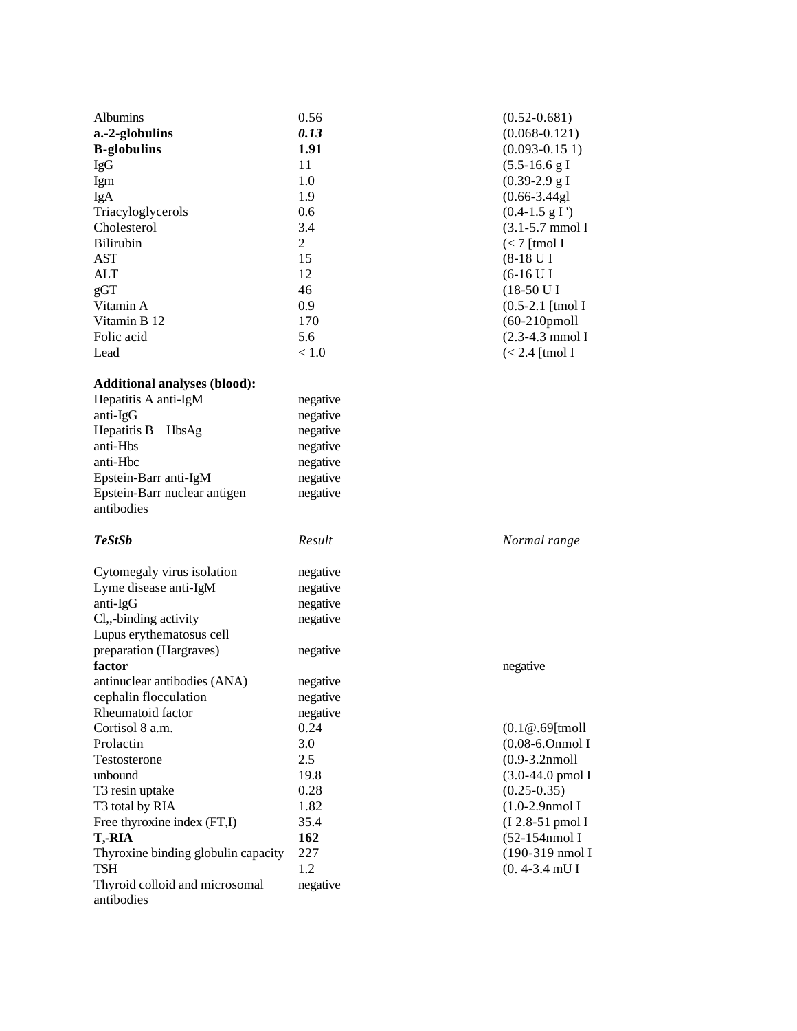| | | |
|---|---|---|
| Albumins | 0.56 | (0.52-0.681) |
| **a.-2-globulins** | ***0.13*** | (0.068-0.121) |
| **B-globulins** | **1.91** | (0.093-0.15 1) |
| IgG | 11 | (5.5-16.6 g I |
| Igm | 1.0 | (0.39-2.9 g I |
| IgA | 1.9 | (0.66-3.44gl |
| Triacyloglycerols | 0.6 | (0.4-1.5 g I ') |
| Cholesterol | 3.4 | (3.1-5.7 mmol I |
| Bilirubin | 2 | (< 7 [tmol I |
| AST | 15 | (8-18 U I |
| ALT | 12 | (6-16 U I |
| gGT | 46 | (18-50 U I |
| Vitamin A | 0.9 | (0.5-2.1 [tmol I |
| Vitamin B 12 | 170 | (60-210pmoll |
| Folic acid | 5.6 | (2.3-4.3 mmol I |
| Lead | < 1.0 | (< 2.4 [tmol I |

**Additional analyses (blood):**

| | | |
|---|---|---|
| Hepatitis A anti-IgM | negative | |
| anti-IgG | negative | |
| Hepatitis B HbsAg | negative | |
| anti-Hbs | negative | |
| anti-Hbc | negative | |
| Epstein-Barr anti-IgM | negative | |
| Epstein-Barr nuclear antigen antibodies | negative | |

| ***TeStSb*** | *Result* | *Normal range* |
|---|---|---|
| Cytomegaly virus isolation | negative | |
| Lyme disease anti-IgM | negative | |
| anti-IgG | negative | |
| Cl,,-binding activity | negative | |
| Lupus erythematosus cell preparation (Hargraves) | negative | |
| **factor** | | negative |
| antinuclear antibodies (ANA) | negative | |
| cephalin flocculation | negative | |
| Rheumatoid factor | negative | |
| Cortisol 8 a.m. | 0.24 | (0.1@.69[tmoll |
| Prolactin | 3.0 | (0.08-6.Onmol I |
| Testosterone | 2.5 | (0.9-3.2nmoll |
| unbound | 19.8 | (3.0-44.0 pmol I |
| T3 resin uptake | 0.28 | (0.25-0.35) |
| T3 total by RIA | 1.82 | (1.0-2.9nmol I |
| Free thyroxine index (FT,I) | 35.4 | (I 2.8-51 pmol I |
| **T,-RIA** | **162** | (52-154nmol I |
| Thyroxine binding globulin capacity | 227 | (190-319 nmol I |
| TSH | 1.2 | (0. 4-3.4 mU I |
| Thyroid colloid and microsomal antibodies | negative | |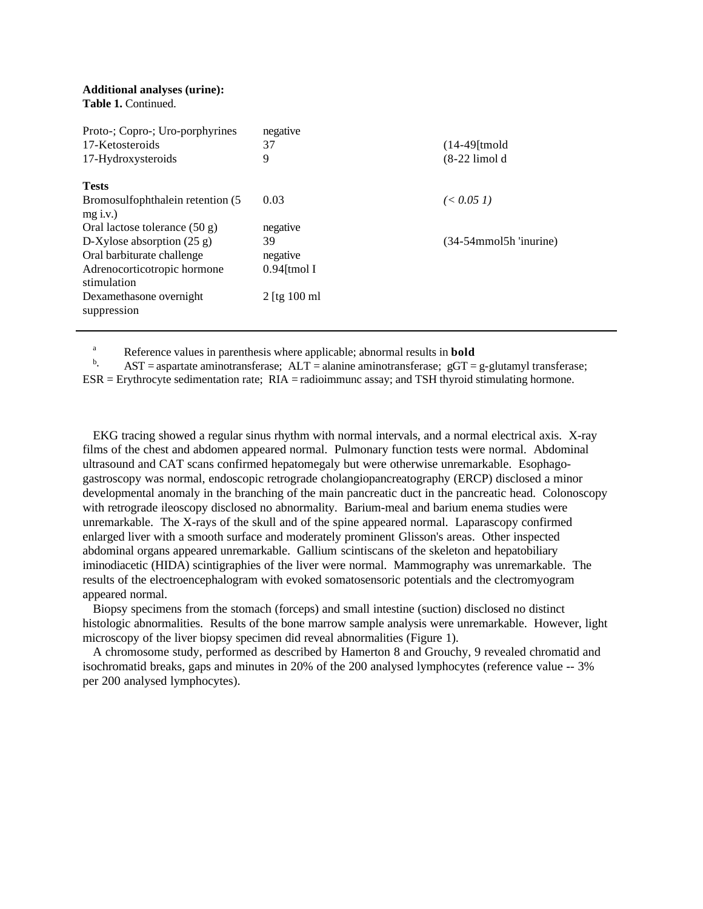**Additional analyses (urine):**

**Table 1.** Continued.

| | | |
|---|---|---|
| Proto-; Copro-; Uro-porphyrines | negative | |
| 17-Ketosteroids | 37 | (14-49[tmold |
| 17-Hydroxysteroids | 9 | (8-22 limol d |
| **Tests** | | |
| Bromosulfophthalein retention (5 mg i.v.) | 0.03 | *(< 0.05 1)* |
| Oral lactose tolerance (50 g) | negative | |
| D-Xylose absorption (25 g) | 39 | (34-54mmol5h 'inurine) |
| Oral barbiturate challenge | negative | |
| Adrenocorticotropic hormone stimulation | 0.94[tmol I | |
| Dexamethasone overnight suppression | 2 [tg 100 ml | |

[a] Reference values in parenthesis where applicable; abnormal results in **bold**

[b]. AST = aspartate aminotransferase; ALT = alanine aminotransferase; gGT = g-glutamyl transferase; ESR = Erythrocyte sedimentation rate; RIA = radioimmunc assay; and TSH thyroid stimulating hormone.

EKG tracing showed a regular sinus rhythm with normal intervals, and a normal electrical axis. X-ray films of the chest and abdomen appeared normal. Pulmonary function tests were normal. Abdominal ultrasound and CAT scans confirmed hepatomegaly but were otherwise unremarkable. Esophago-gastroscopy was normal, endoscopic retrograde cholangiopancreatography (ERCP) disclosed a minor developmental anomaly in the branching of the main pancreatic duct in the pancreatic head. Colonoscopy with retrograde ileoscopy disclosed no abnormality. Barium-meal and barium enema studies were unremarkable. The X-rays of the skull and of the spine appeared normal. Laparascopy confirmed enlarged liver with a smooth surface and moderately prominent Glisson's areas. Other inspected abdominal organs appeared unremarkable. Gallium scintiscans of the skeleton and hepatobiliary iminodiacetic (HIDA) scintigraphies of the liver were normal. Mammography was unremarkable. The results of the electroencephalogram with evoked somatosensoric potentials and the clectromyogram appeared normal.

Biopsy specimens from the stomach (forceps) and small intestine (suction) disclosed no distinct histologic abnormalities. Results of the bone marrow sample analysis were unremarkable. However, light microscopy of the liver biopsy specimen did reveal abnormalities (Figure 1).

A chromosome study, performed as described by Hamerton 8 and Grouchy, 9 revealed chromatid and isochromatid breaks, gaps and minutes in 20% of the 200 analysed lymphocytes (reference value -- 3% per 200 analysed lymphocytes).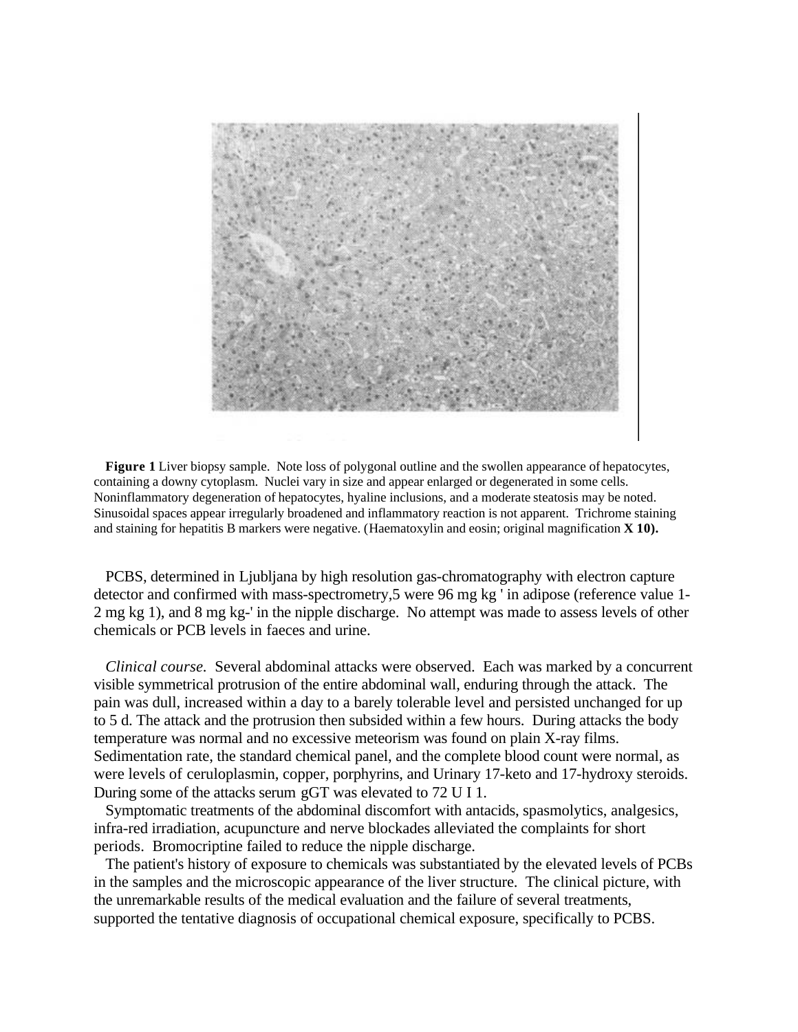**Figure 1** Liver biopsy sample. Note loss of polygonal outline and the swollen appearance of hepatocytes, containing a downy cytoplasm. Nuclei vary in size and appear enlarged or degenerated in some cells. Noninflammatory degeneration of hepatocytes, hyaline inclusions, and a moderate steatosis may be noted. Sinusoidal spaces appear irregularly broadened and inflammatory reaction is not apparent. Trichrome staining and staining for hepatitis B markers were negative. (Haematoxylin and eosin; original magnification **X 10).**

PCBS, determined in Ljubljana by high resolution gas-chromatography with electron capture detector and confirmed with mass-spectrometry,5 were 96 mg kg ' in adipose (reference value 1-2 mg kg 1), and 8 mg kg-' in the nipple discharge. No attempt was made to assess levels of other chemicals or PCB levels in faeces and urine.

*Clinical course.* Several abdominal attacks were observed. Each was marked by a concurrent visible symmetrical protrusion of the entire abdominal wall, enduring through the attack. The pain was dull, increased within a day to a barely tolerable level and persisted unchanged for up to 5 d. The attack and the protrusion then subsided within a few hours. During attacks the body temperature was normal and no excessive meteorism was found on plain X-ray films. Sedimentation rate, the standard chemical panel, and the complete blood count were normal, as were levels of ceruloplasmin, copper, porphyrins, and Urinary 17-keto and 17-hydroxy steroids. During some of the attacks serum gGT was elevated to 72 U I 1.

Symptomatic treatments of the abdominal discomfort with antacids, spasmolytics, analgesics, infra-red irradiation, acupuncture and nerve blockades alleviated the complaints for short periods. Bromocriptine failed to reduce the nipple discharge.

The patient's history of exposure to chemicals was substantiated by the elevated levels of PCBs in the samples and the microscopic appearance of the liver structure. The clinical picture, with the unremarkable results of the medical evaluation and the failure of several treatments, supported the tentative diagnosis of occupational chemical exposure, specifically to PCBS.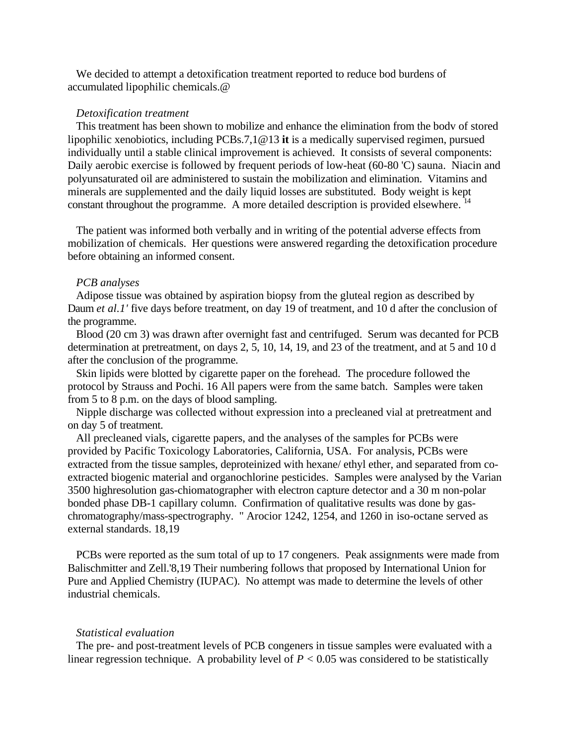We decided to attempt a detoxification treatment reported to reduce bod burdens of accumulated lipophilic chemicals.@

*Detoxification treatment*

This treatment has been shown to mobilize and enhance the elimination from the bodv of stored lipophilic xenobiotics, including PCBs.7,1@13 **it** is a medically supervised regimen, pursued individually until a stable clinical improvement is achieved. It consists of several components: Daily aerobic exercise is followed by frequent periods of low-heat (60-80 'C) sauna. Niacin and polyunsaturated oil are administered to sustain the mobilization and elimination. Vitamins and minerals are supplemented and the daily liquid losses are substituted. Body weight is kept constant throughout the programme. A more detailed description is provided elsewhere. [14]

The patient was informed both verbally and in writing of the potential adverse effects from mobilization of chemicals. Her questions were answered regarding the detoxification procedure before obtaining an informed consent.

*PCB analyses*

Adipose tissue was obtained by aspiration biopsy from the gluteal region as described by Daum *et al.1'* five days before treatment, on day 19 of treatment, and 10 d after the conclusion of the programme.

Blood (20 cm 3) was drawn after overnight fast and centrifuged. Serum was decanted for PCB determination at pretreatment, on days 2, 5, 10, 14, 19, and 23 of the treatment, and at 5 and 10 d after the conclusion of the programme.

Skin lipids were blotted by cigarette paper on the forehead. The procedure followed the protocol by Strauss and Pochi. 16 All papers were from the same batch. Samples were taken from 5 to 8 p.m. on the days of blood sampling.

Nipple discharge was collected without expression into a precleaned vial at pretreatment and on day 5 of treatment.

All precleaned vials, cigarette papers, and the analyses of the samples for PCBs were provided by Pacific Toxicology Laboratories, California, USA. For analysis, PCBs were extracted from the tissue samples, deproteinized with hexane/ ethyl ether, and separated from co-extracted biogenic material and organochlorine pesticides. Samples were analysed by the Varian 3500 highresolution gas-chiomatographer with electron capture detector and a 30 m non-polar bonded phase DB-1 capillary column. Confirmation of qualitative results was done by gas-chromatography/mass-spectrography. " Arocior 1242, 1254, and 1260 in iso-octane served as external standards. 18,19

PCBs were reported as the sum total of up to 17 congeners. Peak assignments were made from Balischmitter and Zell.'8,19 Their numbering follows that proposed by International Union for Pure and Applied Chemistry (IUPAC). No attempt was made to determine the levels of other industrial chemicals.

*Statistical evaluation*

The pre- and post-treatment levels of PCB congeners in tissue samples were evaluated with a linear regression technique. A probability level of $P < 0.05$ was considered to be statistically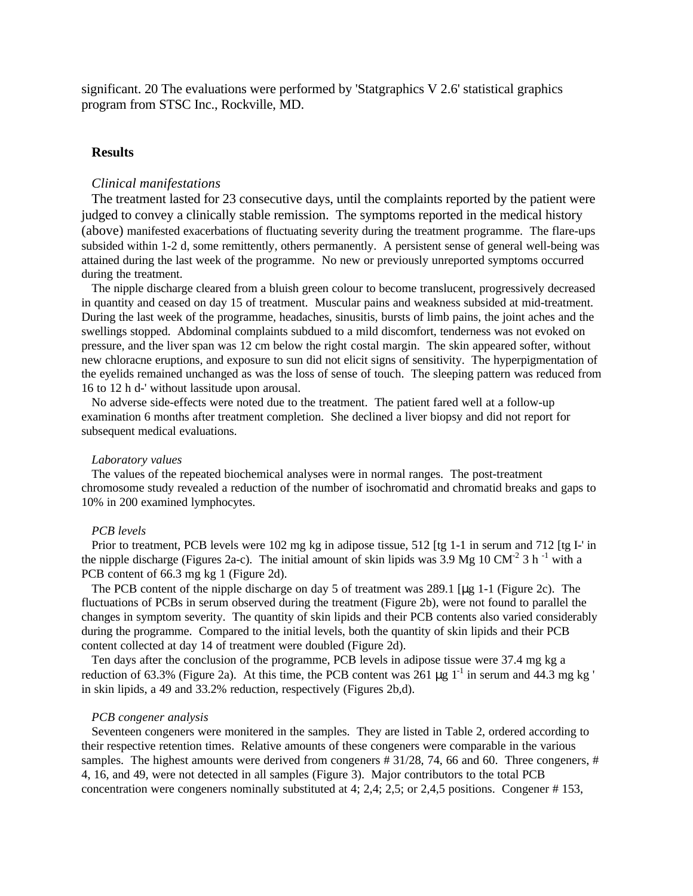significant. 20 The evaluations were performed by 'Statgraphics V 2.6' statistical graphics program from STSC Inc., Rockville, MD.

## Results

### *Clinical manifestations*

The treatment lasted for 23 consecutive days, until the complaints reported by the patient were judged to convey a clinically stable remission. The symptoms reported in the medical history (above) manifested exacerbations of fluctuating severity during the treatment programme. The flare-ups subsided within 1-2 d, some remittently, others permanently. A persistent sense of general well-being was attained during the last week of the programme. No new or previously unreported symptoms occurred during the treatment.

The nipple discharge cleared from a bluish green colour to become translucent, progressively decreased in quantity and ceased on day 15 of treatment. Muscular pains and weakness subsided at mid-treatment. During the last week of the programme, headaches, sinusitis, bursts of limb pains, the joint aches and the swellings stopped. Abdominal complaints subdued to a mild discomfort, tenderness was not evoked on pressure, and the liver span was 12 cm below the right costal margin. The skin appeared softer, without new chloracne eruptions, and exposure to sun did not elicit signs of sensitivity. The hyperpigmentation of the eyelids remained unchanged as was the loss of sense of touch. The sleeping pattern was reduced from 16 to 12 h d-' without lassitude upon arousal.

No adverse side-effects were noted due to the treatment. The patient fared well at a follow-up examination 6 months after treatment completion. She declined a liver biopsy and did not report for subsequent medical evaluations.

### *Laboratory values*

The values of the repeated biochemical analyses were in normal ranges. The post-treatment chromosome study revealed a reduction of the number of isochromatid and chromatid breaks and gaps to 10% in 200 examined lymphocytes.

### *PCB levels*

Prior to treatment, PCB levels were 102 mg kg in adipose tissue, 512 [tg 1-1 in serum and 712 [tg I-' in the nipple discharge (Figures 2a-c). The initial amount of skin lipids was 3.9 Mg 10 $CM^{-2}$ 3 $h^{-1}$ with a PCB content of 66.3 mg kg 1 (Figure 2d).

The PCB content of the nipple discharge on day 5 of treatment was 289.1 [μg 1-1 (Figure 2c). The fluctuations of PCBs in serum observed during the treatment (Figure 2b), were not found to parallel the changes in symptom severity. The quantity of skin lipids and their PCB contents also varied considerably during the programme. Compared to the initial levels, both the quantity of skin lipids and their PCB content collected at day 14 of treatment were doubled (Figure 2d).

Ten days after the conclusion of the programme, PCB levels in adipose tissue were 37.4 mg kg a reduction of 63.3% (Figure 2a). At this time, the PCB content was 261 μg $1^{-1}$ in serum and 44.3 mg kg ' in skin lipids, a 49 and 33.2% reduction, respectively (Figures 2b,d).

### *PCB congener analysis*

Seventeen congeners were monitered in the samples. They are listed in Table 2, ordered according to their respective retention times. Relative amounts of these congeners were comparable in the various samples. The highest amounts were derived from congeners # 31/28, 74, 66 and 60. Three congeners, # 4, 16, and 49, were not detected in all samples (Figure 3). Major contributors to the total PCB concentration were congeners nominally substituted at 4; 2,4; 2,5; or 2,4,5 positions. Congener # 153,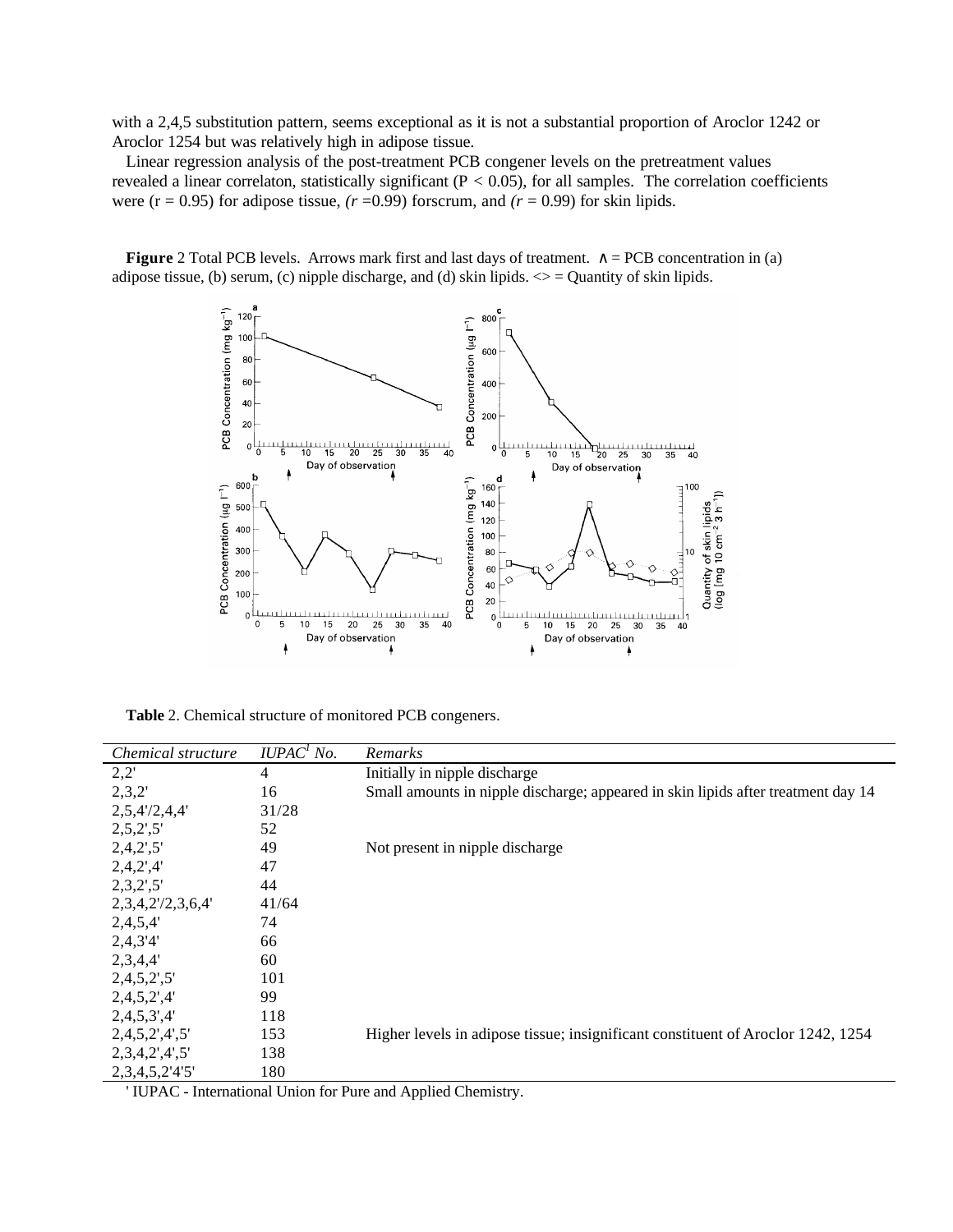with a 2,4,5 substitution pattern, seems exceptional as it is not a substantial proportion of Aroclor 1242 or Aroclor 1254 but was relatively high in adipose tissue.

Linear regression analysis of the post-treatment PCB congener levels on the pretreatment values revealed a linear correlaton, statistically significant ($P < 0.05$), for all samples. The correlation coefficients were ($r = 0.95$) for adipose tissue, ($r = 0.99$) forscrum, and ($r = 0.99$) for skin lipids.

**Figure** 2 Total PCB levels. Arrows mark first and last days of treatment. ∧ = PCB concentration in (a) adipose tissue, (b) serum, (c) nipple discharge, and (d) skin lipids. <> = Quantity of skin lipids.

**Table** 2. Chemical structure of monitored PCB congeners.

| *Chemical structure* | *IUPAC[1] No.* | *Remarks* |
|---|---|---|
| 2,2' | 4 | Initially in nipple discharge |
| 2,3,2' | 16 | Small amounts in nipple discharge; appeared in skin lipids after treatment day 14 |
| 2,5,4'/2,4,4' | 31/28 | |
| 2,5,2',5' | 52 | |
| 2,4,2',5' | 49 | Not present in nipple discharge |
| 2,4,2',4' | 47 | |
| 2,3,2',5' | 44 | |
| 2,3,4,2'/2,3,6,4' | 41/64 | |
| 2,4,5,4' | 74 | |
| 2,4,3'4' | 66 | |
| 2,3,4,4' | 60 | |
| 2,4,5,2',5' | 101 | |
| 2,4,5,2',4' | 99 | |
| 2,4,5,3',4' | 118 | |
| 2,4,5,2',4',5' | 153 | Higher levels in adipose tissue; insignificant constituent of Aroclor 1242, 1254 |
| 2,3,4,2',4',5' | 138 | |
| 2,3,4,5,2'4'5' | 180 | |

' IUPAC - International Union for Pure and Applied Chemistry.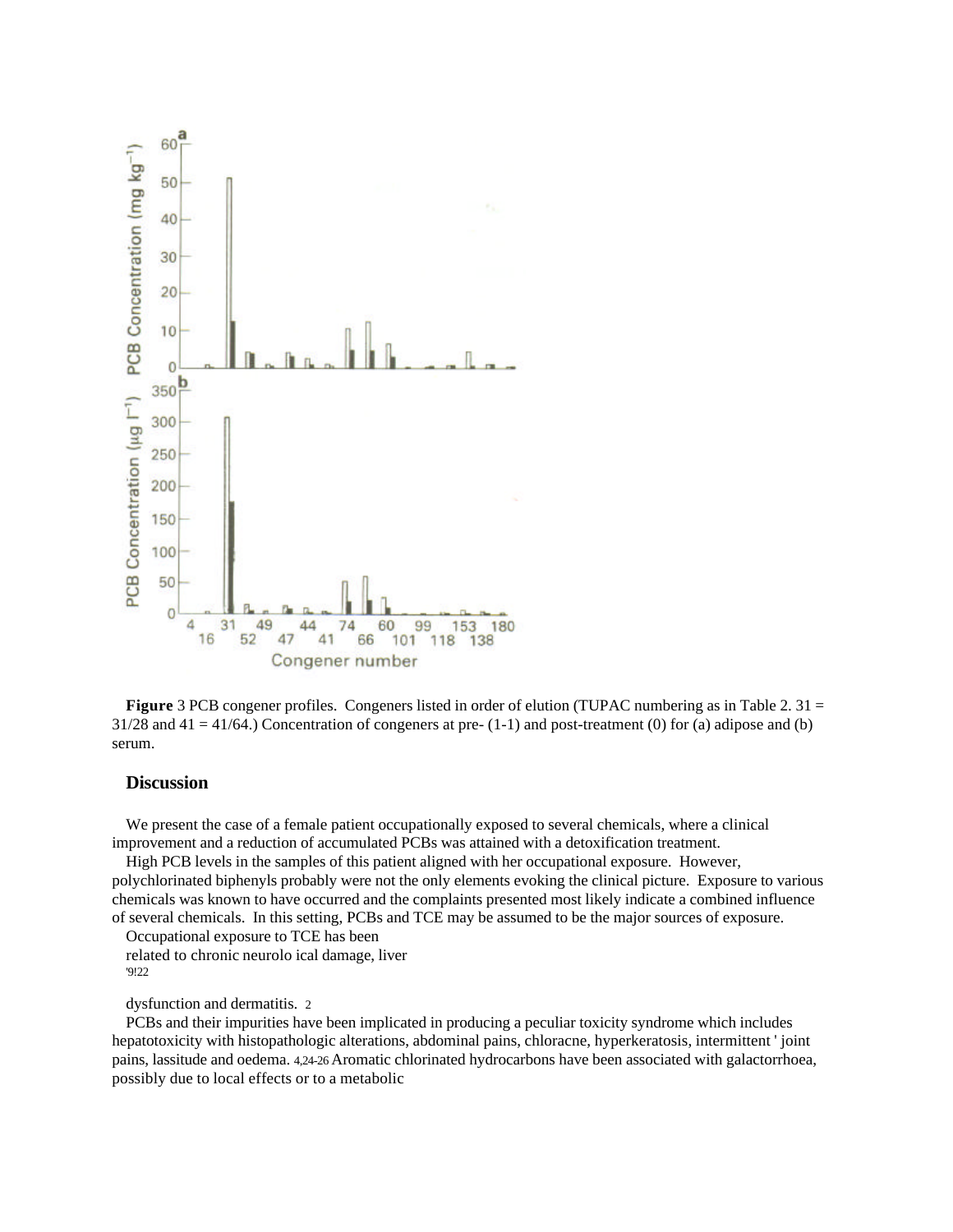**Figure** 3 PCB congener profiles. Congeners listed in order of elution (TUPAC numbering as in Table 2. 31 = 31/28 and 41 = 41/64.) Concentration of congeners at pre- (1-1) and post-treatment (0) for (a) adipose and (b) serum.

## Discussion

We present the case of a female patient occupationally exposed to several chemicals, where a clinical improvement and a reduction of accumulated PCBs was attained with a detoxification treatment.

High PCB levels in the samples of this patient aligned with her occupational exposure. However, polychlorinated biphenyls probably were not the only elements evoking the clinical picture. Exposure to various chemicals was known to have occurred and the complaints presented most likely indicate a combined influence of several chemicals. In this setting, PCBs and TCE may be assumed to be the major sources of exposure.

Occupational exposure to TCE has been related to chronic neurolo ical damage, liver '9!22 dysfunction and dermatitis. 2

PCBs and their impurities have been implicated in producing a peculiar toxicity syndrome which includes hepatotoxicity with histopathologic alterations, abdominal pains, chloracne, hyperkeratosis, intermittent ' joint pains, lassitude and oedema. [4,24-26] Aromatic chlorinated hydrocarbons have been associated with galactorrhoea, possibly due to local effects or to a metabolic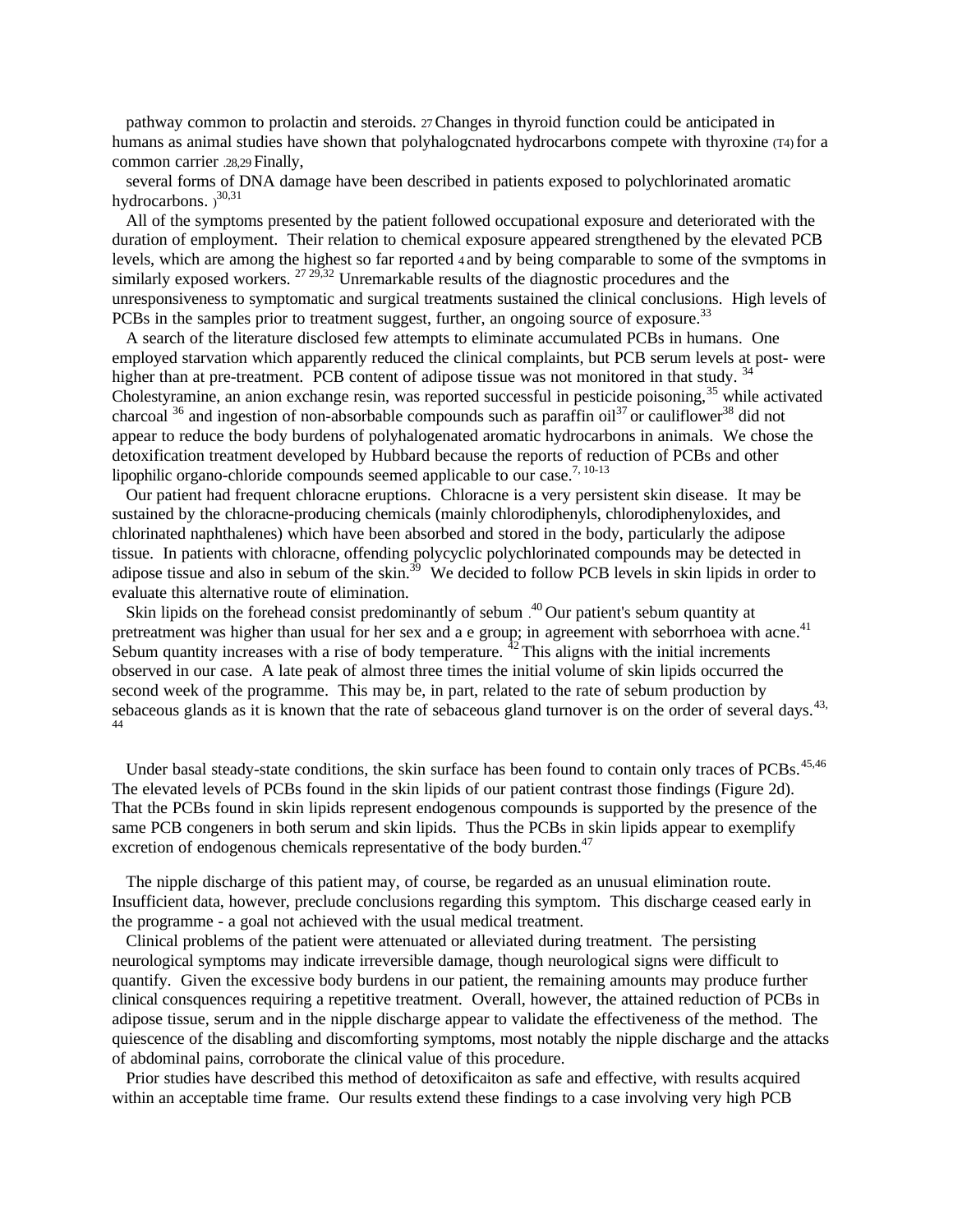pathway common to prolactin and steroids. [27] Changes in thyroid function could be anticipated in humans as animal studies have shown that polyhalogcnated hydrocarbons compete with thyroxine (T4) for a common carrier .[28,29] Finally,

several forms of DNA damage have been described in patients exposed to polychlorinated aromatic hydrocarbons. )[30,31]

All of the symptoms presented by the patient followed occupational exposure and deteriorated with the duration of employment. Their relation to chemical exposure appeared strengthened by the elevated PCB levels, which are among the highest so far reported [4] and by being comparable to some of the svmptoms in similarly exposed workers. [27 29,32] Unremarkable results of the diagnostic procedures and the unresponsiveness to symptomatic and surgical treatments sustained the clinical conclusions. High levels of PCBs in the samples prior to treatment suggest, further, an ongoing source of exposure.[33]

A search of the literature disclosed few attempts to eliminate accumulated PCBs in humans. One employed starvation which apparently reduced the clinical complaints, but PCB serum levels at post- were higher than at pre-treatment. PCB content of adipose tissue was not monitored in that study. [34] Cholestyramine, an anion exchange resin, was reported successful in pesticide poisoning,[35] while activated charcoal [36] and ingestion of non-absorbable compounds such as paraffin oil[37] or cauliflower[38] did not appear to reduce the body burdens of polyhalogenated aromatic hydrocarbons in animals. We chose the detoxification treatment developed by Hubbard because the reports of reduction of PCBs and other lipophilic organo-chloride compounds seemed applicable to our case.[7, 10-13]

Our patient had frequent chloracne eruptions. Chloracne is a very persistent skin disease. It may be sustained by the chloracne-producing chemicals (mainly chlorodiphenyls, chlorodiphenyloxides, and chlorinated naphthalenes) which have been absorbed and stored in the body, particularly the adipose tissue. In patients with chloracne, offending polycyclic polychlorinated compounds may be detected in adipose tissue and also in sebum of the skin.[39] We decided to follow PCB levels in skin lipids in order to evaluate this alternative route of elimination.

Skin lipids on the forehead consist predominantly of sebum .[40] Our patient's sebum quantity at pretreatment was higher than usual for her sex and a e group; in agreement with seborrhoea with acne.[41] Sebum quantity increases with a rise of body temperature. [42] This aligns with the initial increments observed in our case. A late peak of almost three times the initial volume of skin lipids occurred the second week of the programme. This may be, in part, related to the rate of sebum production by sebaceous glands as it is known that the rate of sebaceous gland turnover is on the order of several days.[43, 44]

Under basal steady-state conditions, the skin surface has been found to contain only traces of PCBs.[45,46] The elevated levels of PCBs found in the skin lipids of our patient contrast those findings (Figure 2d). That the PCBs found in skin lipids represent endogenous compounds is supported by the presence of the same PCB congeners in both serum and skin lipids. Thus the PCBs in skin lipids appear to exemplify excretion of endogenous chemicals representative of the body burden.[47]

The nipple discharge of this patient may, of course, be regarded as an unusual elimination route. Insufficient data, however, preclude conclusions regarding this symptom. This discharge ceased early in the programme - a goal not achieved with the usual medical treatment.

Clinical problems of the patient were attenuated or alleviated during treatment. The persisting neurological symptoms may indicate irreversible damage, though neurological signs were difficult to quantify. Given the excessive body burdens in our patient, the remaining amounts may produce further clinical consquences requiring a repetitive treatment. Overall, however, the attained reduction of PCBs in adipose tissue, serum and in the nipple discharge appear to validate the effectiveness of the method. The quiescence of the disabling and discomforting symptoms, most notably the nipple discharge and the attacks of abdominal pains, corroborate the clinical value of this procedure.

Prior studies have described this method of detoxificaiton as safe and effective, with results acquired within an acceptable time frame. Our results extend these findings to a case involving very high PCB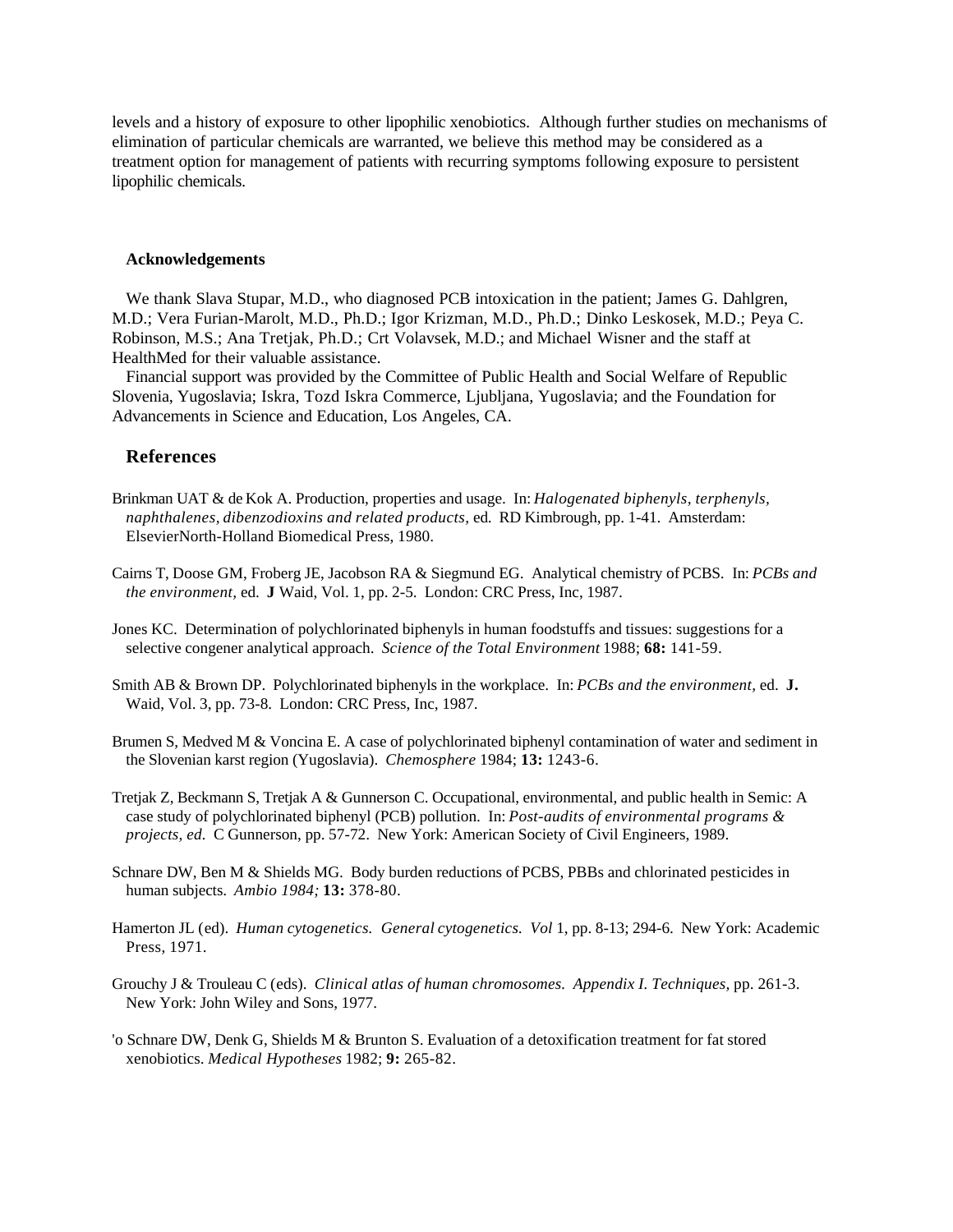levels and a history of exposure to other lipophilic xenobiotics. Although further studies on mechanisms of elimination of particular chemicals are warranted, we believe this method may be considered as a treatment option for management of patients with recurring symptoms following exposure to persistent lipophilic chemicals.

## Acknowledgements

We thank Slava Stupar, M.D., who diagnosed PCB intoxication in the patient; James G. Dahlgren, M.D.; Vera Furian-Marolt, M.D., Ph.D.; Igor Krizman, M.D., Ph.D.; Dinko Leskosek, M.D.; Peya C. Robinson, M.S.; Ana Tretjak, Ph.D.; Crt Volavsek, M.D.; and Michael Wisner and the staff at HealthMed for their valuable assistance.

Financial support was provided by the Committee of Public Health and Social Welfare of Republic Slovenia, Yugoslavia; Iskra, Tozd Iskra Commerce, Ljubljana, Yugoslavia; and the Foundation for Advancements in Science and Education, Los Angeles, CA.

## References

Brinkman UAT & de Kok A. Production, properties and usage. In: *Halogenated biphenyls, terphenyls, naphthalenes, dibenzodioxins and related products,* ed. RD Kimbrough, pp. 1-41. Amsterdam: ElsevierNorth-Holland Biomedical Press, 1980.

Cairns T, Doose GM, Froberg JE, Jacobson RA & Siegmund EG. Analytical chemistry of PCBS. In: *PCBs and the environment,* ed. **J** Waid, Vol. 1, pp. 2-5. London: CRC Press, Inc, 1987.

Jones KC. Determination of polychlorinated biphenyls in human foodstuffs and tissues: suggestions for a selective congener analytical approach. *Science of the Total Environment* 1988; **68:** 141-59.

Smith AB & Brown DP. Polychlorinated biphenyls in the workplace. In: *PCBs and the environment,* ed. **J.** Waid, Vol. 3, pp. 73-8. London: CRC Press, Inc, 1987.

Brumen S, Medved M & Voncina E. A case of polychlorinated biphenyl contamination of water and sediment in the Slovenian karst region (Yugoslavia). *Chemosphere* 1984; **13:** 1243-6.

Tretjak Z, Beckmann S, Tretjak A & Gunnerson C. Occupational, environmental, and public health in Semic: A case study of polychlorinated biphenyl (PCB) pollution. In: *Post-audits of environmental programs & projects, ed.* C Gunnerson, pp. 57-72. New York: American Society of Civil Engineers, 1989.

Schnare DW, Ben M & Shields MG. Body burden reductions of PCBS, PBBs and chlorinated pesticides in human subjects. *Ambio 1984;* **13:** 378-80.

Hamerton JL (ed). *Human cytogenetics. General cytogenetics. Vol* 1, pp. 8-13; 294-6. New York: Academic Press, 1971.

Grouchy J & Trouleau C (eds). *Clinical atlas of human chromosomes. Appendix I. Techniques,* pp. 261-3. New York: John Wiley and Sons, 1977.

'o Schnare DW, Denk G, Shields M & Brunton S. Evaluation of a detoxification treatment for fat stored xenobiotics. *Medical Hypotheses* 1982; **9:** 265-82.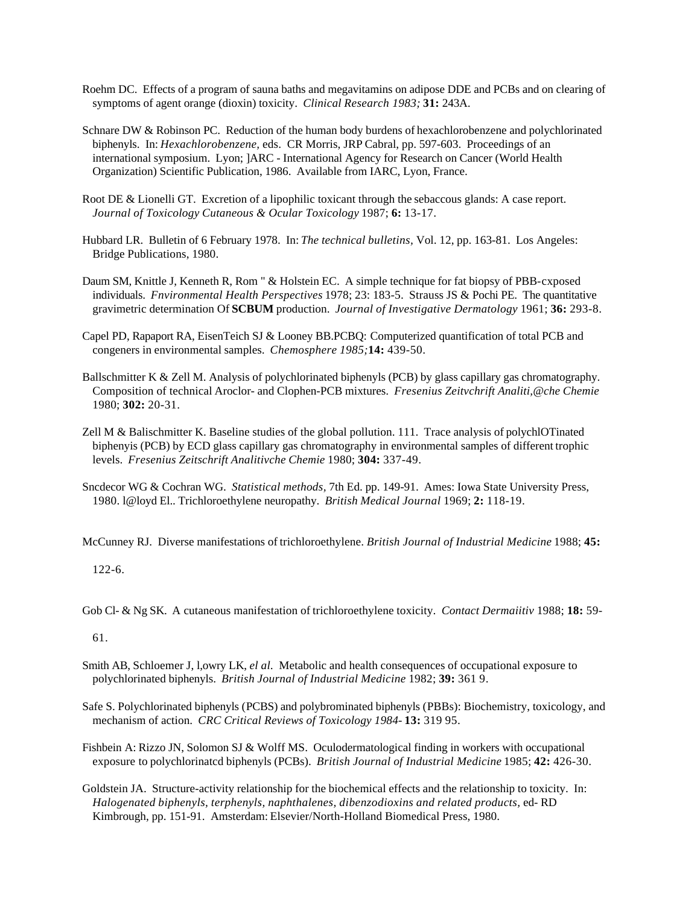Roehm DC. Effects of a program of sauna baths and megavitamins on adipose DDE and PCBs and on clearing of symptoms of agent orange (dioxin) toxicity. *Clinical Research 1983;* **31:** 243A.

Schnare DW & Robinson PC. Reduction of the human body burdens of hexachlorobenzene and polychlorinated biphenyls. In: *Hexachlorobenzene,* eds. CR Morris, JRP Cabral, pp. 597-603. Proceedings of an international symposium. Lyon; ]ARC - International Agency for Research on Cancer (World Health Organization) Scientific Publication, 1986. Available from IARC, Lyon, France.

Root DE & Lionelli GT. Excretion of a lipophilic toxicant through the sebaccous glands: A case report. *Journal of Toxicology Cutaneous & Ocular Toxicology* 1987; **6:** 13-17.

Hubbard LR. Bulletin of 6 February 1978. In: *The technical bulletins,* Vol. 12, pp. 163-81. Los Angeles: Bridge Publications, 1980.

Daum SM, Knittle J, Kenneth R, Rom " & Holstein EC. A simple technique for fat biopsy of PBB-cxposed individuals. *Fnvironmental Health Perspectives* 1978; 23: 183-5. Strauss JS & Pochi PE. The quantitative gravimetric determination Of **SCBUM** production. *Journal of Investigative Dermatology* 1961; **36:** 293-8.

Capel PD, Rapaport RA, EisenTeich SJ & Looney BB.PCBQ: Computerized quantification of total PCB and congeners in environmental samples. *Chemosphere 1985;* **14:** 439-50.

Ballschmitter K & Zell M. Analysis of polychlorinated biphenyls (PCB) by glass capillary gas chromatography. Composition of technical Aroclor- and Clophen-PCB mixtures. *Fresenius Zeitvchrift Analiti,@che Chemie* 1980; **302:** 20-31.

Zell M & Balischmitter K. Baseline studies of the global pollution. 111. Trace analysis of polychlOTinated biphenyis (PCB) by ECD glass capillary gas chromatography in environmental samples of different trophic levels. *Fresenius Zeitschrift Analitivche Chemie* 1980; **304:** 337-49.

Sncdecor WG & Cochran WG. *Statistical methods,* 7th Ed. pp. 149-91. Ames: Iowa State University Press, 1980. l@loyd El.. Trichloroethylene neuropathy. *British Medical Journal* 1969; **2:** 118-19.

McCunney RJ. Diverse manifestations of trichloroethylene. *British Journal of Industrial Medicine* 1988; **45:** 122-6.

Gob Cl- & Ng SK. A cutaneous manifestation of trichloroethylene toxicity. *Contact Dermaiitiv* 1988; **18:** 59-61.

Smith AB, Schloemer J, l,owry LK, *el al.* Metabolic and health consequences of occupational exposure to polychlorinated biphenyls. *British Journal of Industrial Medicine* 1982; **39:** 361 9.

Safe S. Polychlorinated biphenyls (PCBS) and polybrominated biphenyls (PBBs): Biochemistry, toxicology, and mechanism of action. *CRC Critical Reviews of Toxicology 1984-* **13:** 319 95.

Fishbein A: Rizzo JN, Solomon SJ & Wolff MS. Oculodermatological finding in workers with occupational exposure to polychlorinatcd biphenyls (PCBs). *British Journal of Industrial Medicine* 1985; **42:** 426-30.

Goldstein JA. Structure-activity relationship for the biochemical effects and the relationship to toxicity. In: *Halogenated biphenyls, terphenyls, naphthalenes, dibenzodioxins and related products,* ed- RD Kimbrough, pp. 151-91. Amsterdam: Elsevier/North-Holland Biomedical Press, 1980.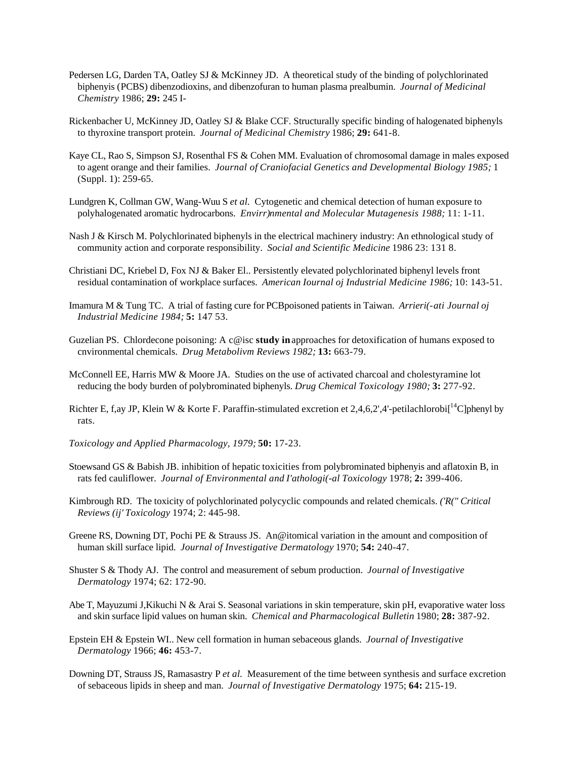Pedersen LG, Darden TA, Oatley SJ & McKinney JD. A theoretical study of the binding of polychlorinated biphenyis (PCBS) dibenzodioxins, and dibenzofuran to human plasma prealbumin. *Journal of Medicinal Chemistry* 1986; **29:** 245 I-

Rickenbacher U, McKinney JD, Oatley SJ & Blake CCF. Structurally specific binding of halogenated biphenyls to thyroxine transport protein. *Journal of Medicinal Chemistry* 1986; **29:** 641-8.

Kaye CL, Rao S, Simpson SJ, Rosenthal FS & Cohen MM. Evaluation of chromosomal damage in males exposed to agent orange and their families. *Journal of Craniofacial Genetics and Developmental Biology 1985;* 1 (Suppl. 1): 259-65.

Lundgren K, Collman GW, Wang-Wuu S *et al.* Cytogenetic and chemical detection of human exposure to polyhalogenated aromatic hydrocarbons. *Envirr)nmental and Molecular Mutagenesis 1988;* 11: 1-11.

Nash J & Kirsch M. Polychlorinated biphenyls in the electrical machinery industry: An ethnological study of community action and corporate responsibility. *Social and Scientific Medicine* 1986 23: 131 8.

Christiani DC, Kriebel D, Fox NJ & Baker El.. Persistently elevated polychlorinated biphenyl levels front residual contamination of workplace surfaces. *American Iournal oj Industrial Medicine 1986;* 10: 143-51.

Imamura M & Tung TC. A trial of fasting cure for PCBpoisoned patients in Taiwan. *Arrieri(-ati Journal oj Industrial Medicine 1984;* **5:** 147 53.

Guzelian PS. Chlordecone poisoning: A c@isc **study in** approaches for detoxification of humans exposed to cnvironmental chemicals. *Drug Metabolivm Reviews 1982;* **13:** 663-79.

McConnell EE, Harris MW & Moore JA. Studies on the use of activated charcoal and cholestyramine lot reducing the body burden of polybrominated biphenyls. *Drug Chemical Toxicology 1980;* **3:** 277-92.

Richter E, f,ay JP, Klein W & Korte F. Paraffin-stimulated excretion et 2,4,6,2',4'-petilachlorobi[$^{14}$C]phenyl by rats.

*Toxicology and Applied Pharmacology, 1979;* **50:** 17-23.

Stoewsand GS & Babish JB. inhibition of hepatic toxicities from polybrominated biphenyis and aflatoxin B, in rats fed cauliflower. *Journal of Environmental and I'athologi(-al Toxicology* 1978; **2:** 399-406.

Kimbrough RD. The toxicity of polychlorinated polycyclic compounds and related chemicals. *('R(" Critical Reviews (ij' Toxicology* 1974; 2: 445-98.

Greene RS, Downing DT, Pochi PE & Strauss JS. An@itomical variation in the amount and composition of human skill surface lipid. *Journal of Investigative Dermatology* 1970; **54:** 240-47.

Shuster S & Thody AJ. The control and measurement of sebum production. *Journal of Investigative Dermatology* 1974; 62: 172-90.

Abe T, Mayuzumi J,Kikuchi N & Arai S. Seasonal variations in skin temperature, skin pH, evaporative water loss and skin surface lipid values on human skin. *Chemical and Pharmacological Bulletin* 1980; **28:** 387-92.

Epstein EH & Epstein WI.. New cell formation in human sebaceous glands. *Journal of Investigative Dermatology* 1966; **46:** 453-7.

Downing DT, Strauss JS, Ramasastry P *et al.* Measurement of the time between synthesis and surface excretion of sebaceous lipids in sheep and man. *Journal of Investigative Dermatology* 1975; **64:** 215-19.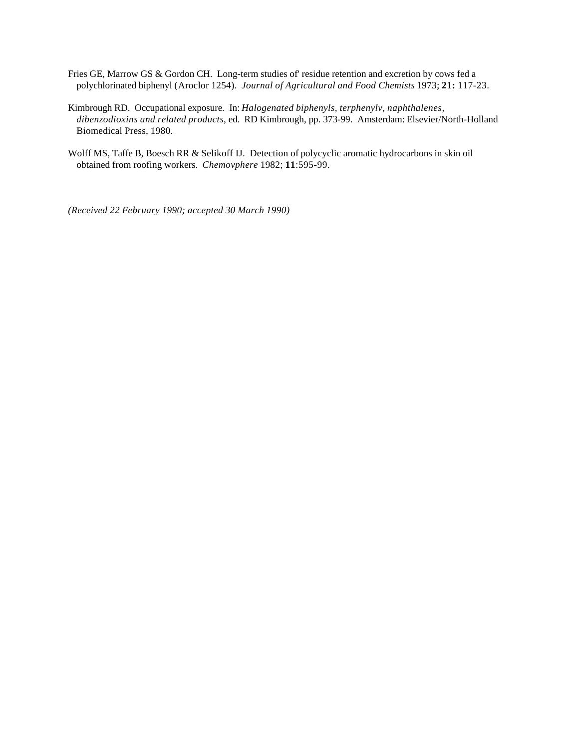Fries GE, Marrow GS & Gordon CH. Long-term studies of' residue retention and excretion by cows fed a polychlorinated biphenyl (Aroclor 1254). *Journal of Agricultural and Food Chemists* 1973; **21:** 117-23.

Kimbrough RD. Occupational exposure. In: *Halogenated biphenyls, terphenylv, naphthalenes, dibenzodioxins and related products,* ed. RD Kimbrough, pp. 373-99. Amsterdam: Elsevier/North-Holland Biomedical Press, 1980.

Wolff MS, Taffe B, Boesch RR & Selikoff IJ. Detection of polycyclic aromatic hydrocarbons in skin oil obtained from roofing workers. *Chemovphere* 1982; **11**:595-99.

*(Received 22 February 1990; accepted 30 March 1990)*